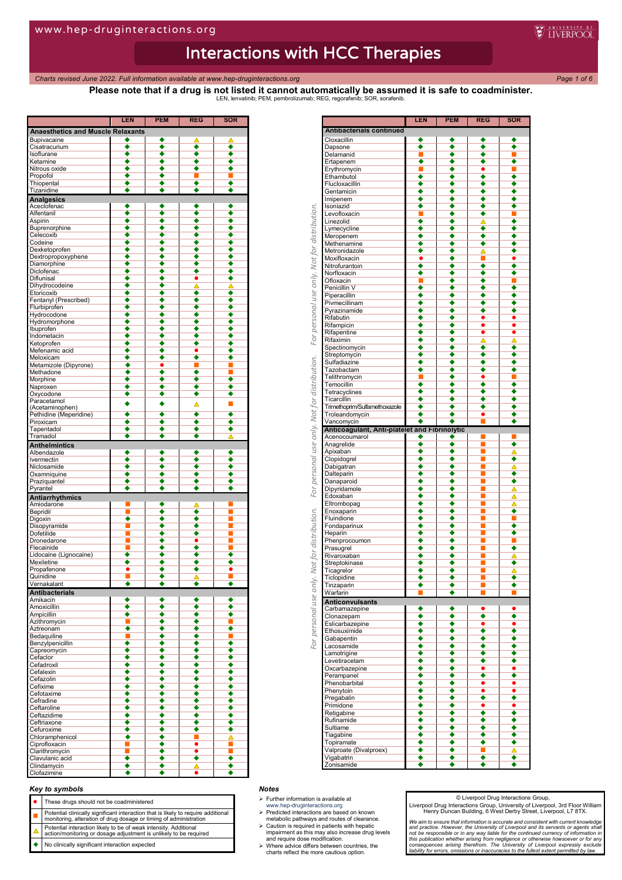# Interactions with HCC Therapies

*Charts revised June 2022. Full information available at www.hep-druginteractions.org*

**Please note that if a drug is not listed it cannot automatically be assumed it is safe to coadminister.**

LEN, lenvatinib; PEM, pembrolizumab; REG, regorafenib; SOR, sorafenib.

| | LEN | PEM | REG | SOR |
|---|---|---|---|---|
| **Anaesthetics and Muscle Relaxants** | | | | |
| Bupivacaine | ◆ | ◆ | △ | △ |
| Cisatracurium | ◆ | ◆ | ◆ | ◆ |
| Isoflurane | ◆ | ◆ | ◆ | ◆ |
| Ketamine | ◆ | ◆ | ◆ | ◆ |
| Nitrous oxide | ◆ | ◆ | ◆ | ◆ |
| Propofol | ◆ | ◆ | ■ | ■ |
| Thiopental | ◆ | ◆ | ◆ | ◆ |
| Tizanidine | ◆ | ◆ | ◆ | ◆ |
| **Analgesics** | | | | |
| Aceclofenac | ◆ | ◆ | ◆ | ◆ |
| Alfentanil | ◆ | ◆ | ◆ | ◆ |
| Aspirin | ◆ | ◆ | ◆ | ◆ |
| Buprenorphine | ◆ | ◆ | ◆ | ◆ |
| Celecoxib | ◆ | ◆ | ◆ | ◆ |
| Codeine | ◆ | ◆ | ◆ | ◆ |
| Dexketoprofen | ◆ | ◆ | ◆ | ◆ |
| Dextropropoxyphene | ◆ | ◆ | ◆ | ◆ |
| Diamorphine | ◆ | ◆ | ◆ | ◆ |
| Diclofenac | ◆ | ◆ | ◆ | ◆ |
| Diflunisal | ◆ | ◆ | ● | ◆ |
| Dihydrocodeine | ◆ | ◆ | △ | △ |
| Etoricoxib | ◆ | ◆ | ◆ | ◆ |
| Fentanyl (Prescribed) | ◆ | ◆ | ◆ | ◆ |
| Flurbiprofen | ◆ | ◆ | ◆ | ◆ |
| Hydrocodone | ◆ | ◆ | ◆ | ◆ |
| Hydromorphone | ◆ | ◆ | ◆ | ◆ |
| Ibuprofen | ◆ | ◆ | ◆ | ◆ |
| Indometacin | ◆ | ◆ | ◆ | ◆ |
| Ketoprofen | ◆ | ◆ | ◆ | ◆ |
| Mefenamic acid | ◆ | ◆ | ● | ◆ |
| Meloxicam | ◆ | ◆ | ◆ | ◆ |
| Metamizole (Dipyrone) | ◆ | ● | ■ | ■ |
| Methadone | ◆ | ◆ | ◆ | ■ |
| Morphine | ◆ | ◆ | ◆ | ◆ |
| Naproxen | ◆ | ◆ | ◆ | ◆ |
| Oxycodone | ◆ | ◆ | ◆ | ◆ |
| Paracetamol (Acetaminophen) | ◆ | ◆ | △ | ■ |
| Pethidine (Meperidine) | ◆ | ◆ | ◆ | ◆ |
| Piroxicam | ◆ | ◆ | ◆ | ◆ |
| Tapentadol | ◆ | ◆ | ◆ | ◆ |
| Tramadol | ◆ | ◆ | ◆ | △ |
| **Anthelmintics** | | | | |
| Albendazole | ◆ | ◆ | ◆ | ◆ |
| Ivermectin | ◆ | ◆ | ◆ | ◆ |
| Niclosamide | ◆ | ◆ | ◆ | ◆ |
| Oxamniquine | ◆ | ◆ | ◆ | ◆ |
| Praziquantel | ◆ | ◆ | ◆ | ◆ |
| Pyrantel | ◆ | ◆ | ◆ | ◆ |
| **Antiarrhythmics** | | | | |
| Amiodarone | ■ | ◆ | △ | ■ |
| Bepridil | ■ | ◆ | ◆ | ■ |
| Digoxin | ◆ | ◆ | ◆ | ■ |
| Disopyramide | ■ | ◆ | ◆ | ■ |
| Dofetilide | ■ | ◆ | ◆ | ■ |
| Dronedarone | ■ | ◆ | ● | ■ |
| Flecainide | ■ | ◆ | ◆ | ■ |
| Lidocaine (Lignocaine) | ◆ | ◆ | ◆ | ◆ |
| Mexiletine | ◆ | ◆ | ◆ | ◆ |
| Propafenone | ● | ◆ | ◆ | ● |
| Quinidine | ■ | ◆ | △ | ■ |
| Vernakalant | ◆ | ◆ | ◆ | ◆ |
| **Antibacterials** | | | | |
| Amikacin | ◆ | ◆ | ◆ | ◆ |
| Amoxicillin | ◆ | ◆ | ◆ | ◆ |
| Ampicillin | ◆ | ◆ | ◆ | ◆ |
| Azithromycin | ■ | ◆ | ◆ | ■ |
| Aztreonam | ◆ | ◆ | ◆ | ◆ |
| Bedaquiline | ■ | ◆ | ◆ | ■ |
| Benzylpenicillin | ◆ | ◆ | ◆ | ◆ |
| Capreomycin | ◆ | ◆ | ◆ | ◆ |
| Cefaclor | ◆ | ◆ | ◆ | ◆ |
| Cefadroxil | ◆ | ◆ | ◆ | ◆ |
| Cefalexin | ◆ | ◆ | ◆ | ◆ |
| Cefazolin | ◆ | ◆ | ◆ | ◆ |
| Cefixime | ◆ | ◆ | ◆ | ◆ |
| Cefotaxime | ◆ | ◆ | ◆ | ◆ |
| Cefradine | ◆ | ◆ | ◆ | ◆ |
| Ceftaroline | ◆ | ◆ | ◆ | ◆ |
| Ceftazidime | ◆ | ◆ | ◆ | ◆ |
| Ceftriaxone | ◆ | ◆ | ◆ | ◆ |
| Cefuroxime | ◆ | ◆ | ◆ | ◆ |
| Chloramphenicol | ◆ | ◆ | ■ | △ |
| Ciprofloxacin | ■ | ◆ | ● | ■ |
| Clarithromycin | ■ | ◆ | ● | ■ |
| Clavulanic acid | ◆ | ◆ | ◆ | ◆ |
| Clindamycin | ◆ | ◆ | △ | ◆ |
| Clofazimine | ◆ | ◆ | ● | ◆ |
| **Antibacterials continued** | | | | |
| Cloxacillin | ◆ | ◆ | ◆ | ◆ |
| Dapsone | ◆ | ◆ | ◆ | ◆ |
| Delamanid | ■ | ◆ | ◆ | ■ |
| Ertapenem | ◆ | ◆ | ◆ | ◆ |
| Erythromycin | ■ | ◆ | ● | ■ |
| Ethambutol | ◆ | ◆ | ◆ | ◆ |
| Flucloxacillin | ◆ | ◆ | ◆ | ◆ |
| Gentamicin | ◆ | ◆ | ◆ | ◆ |
| Imipenem | ◆ | ◆ | ◆ | ◆ |
| Isoniazid | ◆ | ◆ | ◆ | ◆ |
| Levofloxacin | ■ | ◆ | ◆ | ■ |
| Linezolid | ◆ | ◆ | △ | ◆ |
| Lymecycline | ◆ | ◆ | ◆ | ◆ |
| Meropenem | ◆ | ◆ | ◆ | ◆ |
| Methenamine | ◆ | ◆ | ◆ | ◆ |
| Metronidazole | ◆ | ◆ | △ | ◆ |
| Moxifloxacin | ● | ◆ | ■ | ● |
| Nitrofurantoin | ◆ | ◆ | ◆ | ◆ |
| Norfloxacin | ◆ | ◆ | ◆ | ◆ |
| Ofloxacin | ■ | ◆ | ◆ | ■ |
| Penicillin V | ◆ | ◆ | ◆ | ◆ |
| Piperacillin | ◆ | ◆ | ◆ | ◆ |
| Pivmecillinam | ◆ | ◆ | ◆ | ◆ |
| Pyrazinamide | ◆ | ◆ | ◆ | ◆ |
| Rifabutin | ◆ | ◆ | ● | ● |
| Rifampicin | ◆ | ◆ | ● | ● |
| Rifapentine | ◆ | ◆ | ● | ● |
| Rifaximin | ◆ | ◆ | △ | △ |
| Spectinomycin | ◆ | ◆ | ◆ | ◆ |
| Streptomycin | ◆ | ◆ | ◆ | ◆ |
| Sulfadiazine | ◆ | ◆ | ◆ | ◆ |
| Tazobactam | ◆ | ◆ | ◆ | ◆ |
| Telithromycin | ■ | ◆ | ● | ■ |
| Temocillin | ◆ | ◆ | ◆ | ◆ |
| Tetracyclines | ◆ | ◆ | ◆ | ◆ |
| Ticarcillin | ◆ | ◆ | ◆ | ◆ |
| Trimethoprim/Sulfamethoxazole | ◆ | ◆ | ◆ | ◆ |
| Troleandomycin | ◆ | ◆ | ● | ◆ |
| Vancomycin | ◆ | ◆ | ■ | ◆ |
| **Anticoagulant, Anti-platelet and Fibrinolytic** | | | | |
| Acenocoumarol | ◆ | ◆ | ■ | ■ |
| Anagrelide | ◆ | ◆ | ■ | ◆ |
| Apixaban | ◆ | ◆ | ■ | △ |
| Clopidogrel | ◆ | ◆ | ■ | ◆ |
| Dabigatran | ◆ | ◆ | ■ | △ |
| Dalteparin | ◆ | ◆ | ■ | ◆ |
| Danaparoid | ◆ | ◆ | ■ | ◆ |
| Dipyridamole | ◆ | ◆ | ■ | △ |
| Edoxaban | ◆ | ◆ | ■ | △ |
| Eltrombopag | ◆ | ◆ | ■ | △ |
| Enoxaparin | ◆ | ◆ | ■ | ◆ |
| Fluindione | ◆ | ◆ | ■ | ■ |
| Fondaparinux | ◆ | ◆ | ■ | ◆ |
| Heparin | ◆ | ◆ | ■ | ◆ |
| Phenprocoumon | ◆ | ◆ | ■ | ■ |
| Prasugrel | ◆ | ◆ | ■ | ◆ |
| Rivaroxaban | ◆ | ◆ | ■ | △ |
| Streptokinase | ◆ | ◆ | ■ | ◆ |
| Ticagrelor | ◆ | ◆ | ■ | △ |
| Ticlopidine | ◆ | ◆ | ■ | ◆ |
| Tinzaparin | ◆ | ◆ | ■ | ◆ |
| Warfarin | ■ | ◆ | ■ | ■ |
| **Anticonvulsants** | | | | |
| Carbamazepine | ◆ | ◆ | ● | ● |
| Clonazepam | ◆ | ◆ | ◆ | ◆ |
| Eslicarbazepine | ◆ | ◆ | ● | ● |
| Ethosuximide | ◆ | ◆ | ◆ | ◆ |
| Gabapentin | ◆ | ◆ | ◆ | ◆ |
| Lacosamide | ◆ | ◆ | ◆ | ◆ |
| Lamotrigine | ◆ | ◆ | ◆ | ◆ |
| Levetiracetam | ◆ | ◆ | ◆ | ◆ |
| Oxcarbazepine | ◆ | ◆ | ● | ● |
| Perampanel | ◆ | ◆ | ◆ | ◆ |
| Phenobarbital | ◆ | ◆ | ● | ● |
| Phenytoin | ◆ | ◆ | ● | ● |
| Pregabalin | ◆ | ◆ | ◆ | ◆ |
| Primidone | ◆ | ◆ | ● | ● |
| Retigabine | ◆ | ◆ | ◆ | ◆ |
| Rufinamide | ◆ | ◆ | ◆ | ◆ |
| Sultiame | ◆ | ◆ | ◆ | ◆ |
| Tiagabine | ◆ | ◆ | ◆ | ◆ |
| Topiramate | ◆ | ◆ | ◆ | ◆ |
| Valproate (Divalproex) | ◆ | ◆ | ■ | △ |
| Vigabatrin | ◆ | ◆ | ◆ | ◆ |
| Zonisamide | ◆ | ◆ | ◆ | ◆ |

### Key to symbols

| Symbol | Meaning |
|---|---|
| ● | These drugs should not be coadministered |
| ■ | Potential clinically significant interaction that is likely to require additional monitoring, alteration of drug dosage or timing of administration |
| △ | Potential interaction likely to be of weak intensity. Additional action/monitoring or dosage adjustment is unlikely to be required |
| ◆ | No clinically significant interaction expected |

### Notes

- Further information is available at www.hep-druginteractions.org
- Predicted interactions are based on known metabolic pathways and routes of clearance.
- Caution is required in patients with hepatic impairment as this may also increase drug levels and require dose modification.
- Where advice differs between countries, the charts reflect the more cautious option.

© Liverpool Drug Interactions Group,
Liverpool Drug Interactions Group, University of Liverpool, 3rd Floor William Henry Duncan Building, 6 West Derby Street, Liverpool, L7 8TX.

*We aim to ensure that information is accurate and consistent with current knowledge and practice. However, the University of Liverpool and its servants or agents shall not be responsible or in any way liable for the continued currency of information in this publication whether arising from negligence or otherwise howsoever or for any consequences arising therefrom. The University of Liverpool expressly exclude liability for errors, omissions or inaccuracies to the fullest extent permitted by law.*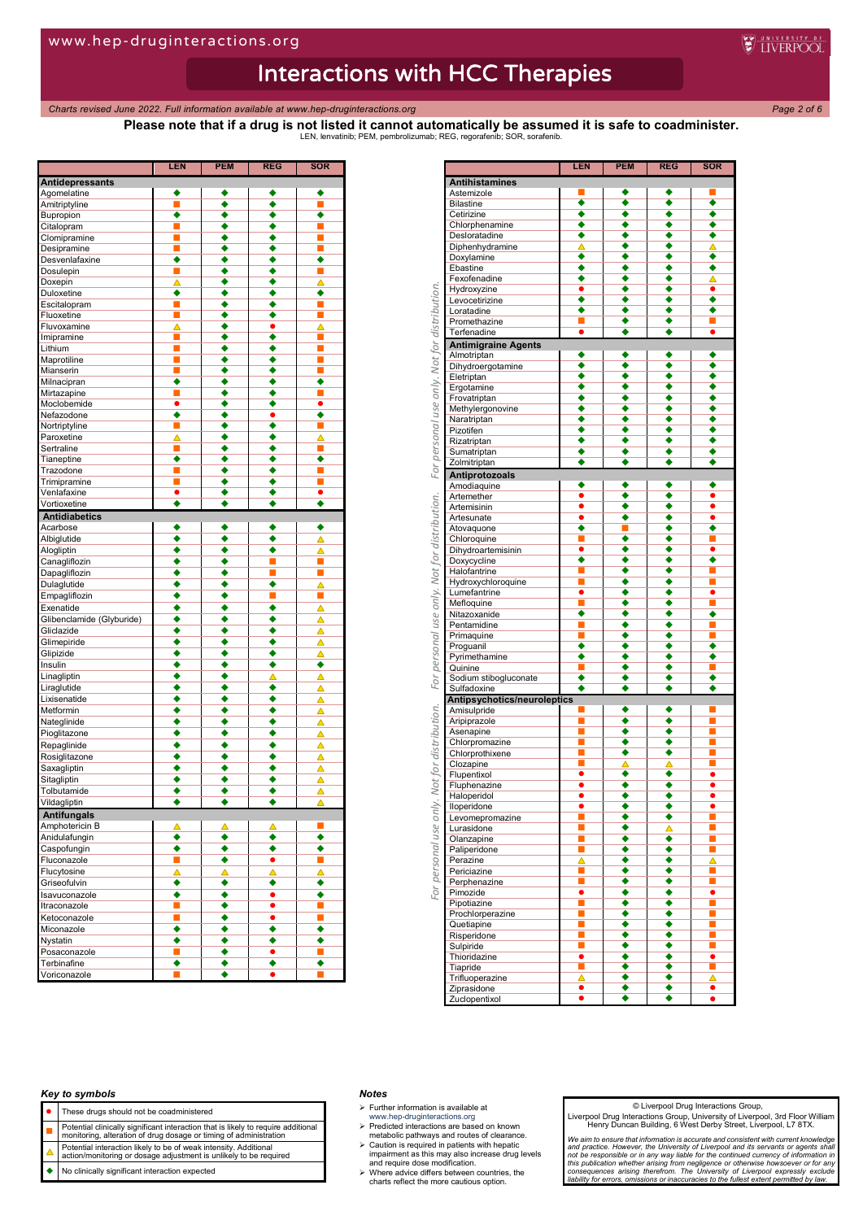# Interactions with HCC Therapies

*Charts revised June 2022. Full information available at www.hep-druginteractions.org*

**Please note that if a drug is not listed it cannot automatically be assumed it is safe to coadminister.**

LEN, lenvatinib; PEM, pembrolizumab; REG, regorafenib; SOR, sorafenib.

| | LEN | PEM | REG | SOR |
|---|---|---|---|---|
| **Antidepressants** | | | | |
| Agomelatine | ◆ | ◆ | ◆ | ◆ |
| Amitriptyline | ■ | ◆ | ◆ | ■ |
| Bupropion | ◆ | ◆ | ◆ | ◆ |
| Citalopram | ■ | ◆ | ◆ | ■ |
| Clomipramine | ■ | ◆ | ◆ | ■ |
| Desipramine | ■ | ◆ | ◆ | ■ |
| Desvenlafaxine | ◆ | ◆ | ◆ | ◆ |
| Dosulepin | ■ | ◆ | ◆ | ■ |
| Doxepin | △ | ◆ | ◆ | △ |
| Duloxetine | ◆ | ◆ | ◆ | ◆ |
| Escitalopram | ■ | ◆ | ◆ | ■ |
| Fluoxetine | ■ | ◆ | ◆ | ■ |
| Fluvoxamine | △ | ◆ | ● | △ |
| Imipramine | ■ | ◆ | ◆ | ■ |
| Lithium | ■ | ◆ | ◆ | ■ |
| Maprotiline | ■ | ◆ | ◆ | ■ |
| Mianserin | ■ | ◆ | ◆ | ■ |
| Milnacipran | ◆ | ◆ | ◆ | ◆ |
| Mirtazapine | ■ | ◆ | ◆ | ■ |
| Moclobemide | ● | ◆ | ◆ | ● |
| Nefazodone | ◆ | ◆ | ● | ◆ |
| Nortriptyline | ■ | ◆ | ◆ | ■ |
| Paroxetine | △ | ◆ | ◆ | △ |
| Sertraline | ■ | ◆ | ◆ | ■ |
| Tianeptine | ◆ | ◆ | ◆ | ◆ |
| Trazodone | ■ | ◆ | ◆ | ■ |
| Trimipramine | ■ | ◆ | ◆ | ■ |
| Venlafaxine | ● | ◆ | ◆ | ● |
| Vortioxetine | ◆ | ◆ | ◆ | ◆ |
| **Antidiabetics** | | | | |
| Acarbose | ◆ | ◆ | ◆ | ◆ |
| Albiglutide | ◆ | ◆ | ◆ | △ |
| Alogliptin | ◆ | ◆ | ◆ | △ |
| Canagliflozin | ◆ | ◆ | ■ | ■ |
| Dapagliflozin | ◆ | ◆ | ■ | ■ |
| Dulaglutide | ◆ | ◆ | ◆ | △ |
| Empagliflozin | ◆ | ◆ | ■ | ■ |
| Exenatide | ◆ | ◆ | ◆ | △ |
| Glibenclamide (Glyburide) | ◆ | ◆ | ◆ | △ |
| Gliclazide | ◆ | ◆ | ◆ | △ |
| Glimepiride | ◆ | ◆ | ◆ | △ |
| Glipizide | ◆ | ◆ | ◆ | △ |
| Insulin | ◆ | ◆ | ◆ | ◆ |
| Linagliptin | ◆ | ◆ | △ | △ |
| Liraglutide | ◆ | ◆ | ◆ | △ |
| Lixisenatide | ◆ | ◆ | ◆ | △ |
| Metformin | ◆ | ◆ | ◆ | △ |
| Nateglinide | ◆ | ◆ | ◆ | △ |
| Pioglitazone | ◆ | ◆ | ◆ | △ |
| Repaglinide | ◆ | ◆ | ◆ | △ |
| Rosiglitazone | ◆ | ◆ | ◆ | △ |
| Saxagliptin | ◆ | ◆ | ◆ | △ |
| Sitagliptin | ◆ | ◆ | ◆ | △ |
| Tolbutamide | ◆ | ◆ | ◆ | △ |
| Vildagliptin | ◆ | ◆ | ◆ | △ |
| **Antifungals** | | | | |
| Amphotericin B | △ | △ | △ | ■ |
| Anidulafungin | ◆ | ◆ | ◆ | ◆ |
| Caspofungin | ◆ | ◆ | ◆ | ◆ |
| Fluconazole | ■ | ◆ | ● | ■ |
| Flucytosine | △ | △ | △ | △ |
| Griseofulvin | ◆ | ◆ | ◆ | ◆ |
| Isavuconazole | ◆ | ◆ | ● | ◆ |
| Itraconazole | ■ | ◆ | ● | ■ |
| Ketoconazole | ■ | ◆ | ● | ■ |
| Miconazole | ◆ | ◆ | ◆ | ◆ |
| Nystatin | ◆ | ◆ | ◆ | ◆ |
| Posaconazole | ■ | ◆ | ● | ■ |
| Terbinafine | ◆ | ◆ | ◆ | ◆ |
| Voriconazole | ■ | ◆ | ● | ■ |

| | LEN | PEM | REG | SOR |
|---|---|---|---|---|
| **Antihistamines** | | | | |
| Astemizole | ■ | ◆ | ◆ | ■ |
| Bilastine | ◆ | ◆ | ◆ | ◆ |
| Cetirizine | ◆ | ◆ | ◆ | ◆ |
| Chlorphenamine | ◆ | ◆ | ◆ | ◆ |
| Desloratadine | ◆ | ◆ | ◆ | ◆ |
| Diphenhydramine | △ | ◆ | ◆ | △ |
| Doxylamine | ◆ | ◆ | ◆ | ◆ |
| Ebastine | ◆ | ◆ | ◆ | ◆ |
| Fexofenadine | ◆ | ◆ | ◆ | △ |
| Hydroxyzine | ● | ◆ | ◆ | ● |
| Levocetirizine | ◆ | ◆ | ◆ | ◆ |
| Loratadine | ◆ | ◆ | ◆ | ◆ |
| Promethazine | ■ | ◆ | ◆ | ■ |
| Terfenadine | ● | ◆ | ◆ | ● |
| **Antimigraine Agents** | | | | |
| Almotriptan | ◆ | ◆ | ◆ | ◆ |
| Dihydroergotamine | ◆ | ◆ | ◆ | ◆ |
| Eletriptan | ◆ | ◆ | ◆ | ◆ |
| Ergotamine | ◆ | ◆ | ◆ | ◆ |
| Frovatriptan | ◆ | ◆ | ◆ | ◆ |
| Methylergonovine | ◆ | ◆ | ◆ | ◆ |
| Naratriptan | ◆ | ◆ | ◆ | ◆ |
| Pizotifen | ◆ | ◆ | ◆ | ◆ |
| Rizatriptan | ◆ | ◆ | ◆ | ◆ |
| Sumatriptan | ◆ | ◆ | ◆ | ◆ |
| Zolmitriptan | ◆ | ◆ | ◆ | ◆ |
| **Antiprotozoals** | | | | |
| Amodiaquine | ◆ | ◆ | ◆ | ◆ |
| Artemether | ● | ◆ | ◆ | ● |
| Artemisinin | ● | ◆ | ◆ | ● |
| Artesunate | ● | ◆ | ◆ | ● |
| Atovaquone | ◆ | ■ | ◆ | ◆ |
| Chloroquine | ■ | ◆ | ◆ | ■ |
| Dihydroartemisinin | ● | ◆ | ◆ | ● |
| Doxycycline | ◆ | ◆ | ◆ | ◆ |
| Halofantrine | ■ | ◆ | ◆ | ■ |
| Hydroxychloroquine | ■ | ◆ | ◆ | ■ |
| Lumefantrine | ● | ◆ | ◆ | ● |
| Mefloquine | ■ | ◆ | ◆ | ■ |
| Nitazoxanide | ◆ | ◆ | ◆ | ◆ |
| Pentamidine | ■ | ◆ | ◆ | ■ |
| Primaquine | ■ | ◆ | ◆ | ■ |
| Proguanil | ◆ | ◆ | ◆ | ◆ |
| Pyrimethamine | ◆ | ◆ | ◆ | ◆ |
| Quinine | ■ | ◆ | ◆ | ■ |
| Sodium stibogluconate | ◆ | ◆ | ◆ | ◆ |
| Sulfadoxine | ◆ | ◆ | ◆ | ◆ |
| **Antipsychotics/neuroleptics** | | | | |
| Amisulpride | ■ | ◆ | ◆ | ■ |
| Aripiprazole | ■ | ◆ | ◆ | ■ |
| Asenapine | ■ | ◆ | ◆ | ■ |
| Chlorpromazine | ■ | ◆ | ◆ | ■ |
| Chlorprothixene | ■ | ◆ | ◆ | ■ |
| Clozapine | ■ | △ | △ | ■ |
| Flupentixol | ● | ◆ | ◆ | ● |
| Fluphenazine | ● | ◆ | ◆ | ● |
| Haloperidol | ● | ◆ | ◆ | ● |
| Iloperidone | ● | ◆ | ◆ | ● |
| Levomepromazine | ■ | ◆ | ◆ | ■ |
| Lurasidone | ■ | ◆ | △ | ■ |
| Olanzapine | ■ | ◆ | ◆ | ■ |
| Paliperidone | ■ | ◆ | ◆ | ■ |
| Perazine | △ | ◆ | ◆ | △ |
| Periciazine | ■ | ◆ | ◆ | ■ |
| Perphenazine | ■ | ◆ | ◆ | ■ |
| Pimozide | ● | ◆ | ◆ | ● |
| Pipotiazine | ■ | ◆ | ◆ | ■ |
| Prochlorperazine | ■ | ◆ | ◆ | ■ |
| Quetiapine | ■ | ◆ | ◆ | ■ |
| Risperidone | ■ | ◆ | ◆ | ■ |
| Sulpiride | ■ | ◆ | ◆ | ■ |
| Thioridazine | ● | ◆ | ◆ | ● |
| Tiapride | ■ | ◆ | ◆ | ■ |
| Trifluoperazine | △ | ◆ | ◆ | △ |
| Ziprasidone | ● | ◆ | ◆ | ● |
| Zuclopentixol | ● | ◆ | ◆ | ● |

*For personal use only. Not for distribution.*

### Key to symbols

| Symbol | Meaning |
|---|---|
| ● | These drugs should not be coadministered |
| ■ | Potential clinically significant interaction that is likely to require additional monitoring, alteration of drug dosage or timing of administration |
| △ | Potential interaction likely to be of weak intensity. Additional action/monitoring or dosage adjustment is unlikely to be required |
| ◆ | No clinically significant interaction expected |

### Notes

- Further information is available at www.hep-druginteractions.org
- Predicted interactions are based on known metabolic pathways and routes of clearance.
- Caution is required in patients with hepatic impairment as this may also increase drug levels and require dose modification.
- Where advice differs between countries, the charts reflect the more cautious option.

© Liverpool Drug Interactions Group,
Liverpool Drug Interactions Group, University of Liverpool, 3rd Floor William Henry Duncan Building, 6 West Derby Street, Liverpool, L7 8TX.

*We aim to ensure that information is accurate and consistent with current knowledge and practice. However, the University of Liverpool and its servants or agents shall not be responsible or in any way liable for the continued currency of information in this publication whether arising from negligence or otherwise howsoever or for any consequences arising therefrom. The University of Liverpool expressly exclude liability for errors, omissions or inaccuracies to the fullest extent permitted by law.*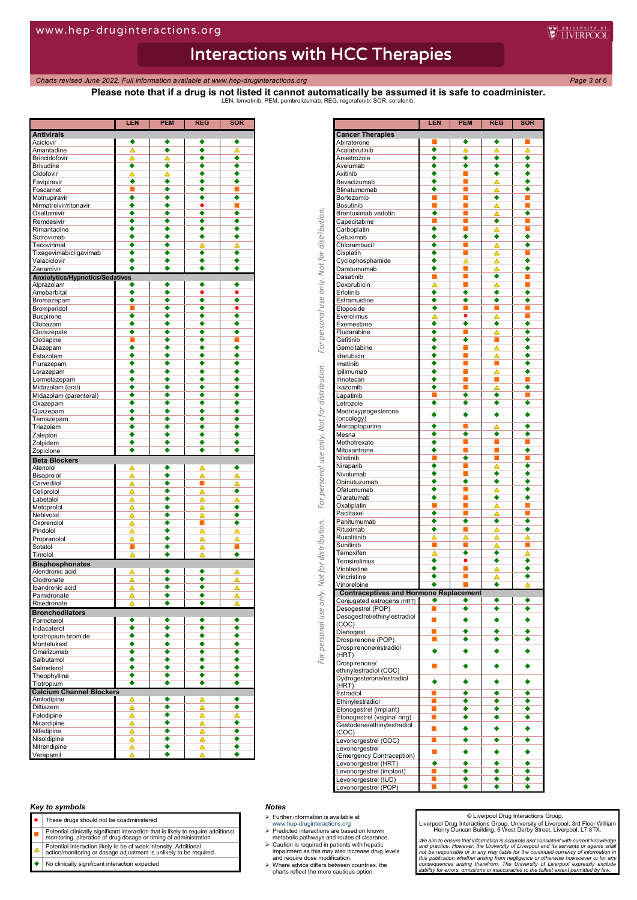# Interactions with HCC Therapies

**Please note that if a drug is not listed it cannot automatically be assumed it is safe to coadminister.**

LEN, lenvatinib; PEM, pembrolizumab; REG, regorafenib; SOR, sorafenib.

| | LEN | PEM | REG | SOR |
|---|---|---|---|---|
| **Antivirals** | | | | |
| Aciclovir | ◆ | ◆ | ◆ | ◆ |
| Amantadine | △ | ◆ | ◆ | △ |
| Brincidofovir | △ | △ | ◆ | ◆ |
| Brivudine | ◆ | ◆ | ◆ | ◆ |
| Cidofovir | △ | △ | ◆ | ◆ |
| Favipiravir | ◆ | ◆ | ◆ | ◆ |
| Foscarnet | ■ | ◆ | ◆ | ■ |
| Molnupiravir | ◆ | ◆ | ◆ | ◆ |
| Nirmatrelvir/ritonavir | ◆ | ◆ | ● | ■ |
| Oseltamivir | ◆ | ◆ | ◆ | ◆ |
| Remdesivir | ◆ | ◆ | ◆ | ◆ |
| Rimantadine | ◆ | ◆ | ◆ | ◆ |
| Sotrovimab | ◆ | ◆ | ◆ | ◆ |
| Tecovirimat | ◆ | ◆ | △ | △ |
| Tixagevimab/cilgavimab | ◆ | ◆ | ◆ | ◆ |
| Valaciclovir | ◆ | ◆ | ◆ | ◆ |
| Zanamivir | ◆ | ◆ | ◆ | ◆ |
| **Anxiolytics/Hypnotics/Sedatives** | | | | |
| Alprazolam | ◆ | ◆ | ◆ | ◆ |
| Amobarbital | ◆ | ◆ | ● | ● |
| Bromazepam | ◆ | ◆ | ◆ | ◆ |
| Bromperidol | ■ | ◆ | ◆ | ● |
| Buspirone | ◆ | ◆ | ◆ | ◆ |
| Clobazam | ◆ | ◆ | ◆ | ◆ |
| Clorazepate | ◆ | ◆ | ◆ | ◆ |
| Clotiapine | ■ | ◆ | ◆ | ■ |
| Diazepam | ◆ | ◆ | ◆ | ◆ |
| Estazolam | ◆ | ◆ | ◆ | ◆ |
| Flurazepam | ◆ | ◆ | ◆ | ◆ |
| Lorazepam | ◆ | ◆ | ◆ | ◆ |
| Lormetazepam | ◆ | ◆ | ◆ | ◆ |
| Midazolam (oral) | ◆ | ◆ | ◆ | ◆ |
| Midazolam (parenteral) | ◆ | ◆ | ◆ | ◆ |
| Oxazepam | ◆ | ◆ | ◆ | ◆ |
| Quazepam | ◆ | ◆ | ◆ | ◆ |
| Temazepam | ◆ | ◆ | ◆ | ◆ |
| Triazolam | ◆ | ◆ | ◆ | ◆ |
| Zaleplon | ◆ | ◆ | ◆ | ◆ |
| Zolpidem | ◆ | ◆ | ◆ | ◆ |
| Zopiclone | ◆ | ◆ | ◆ | ◆ |
| **Beta Blockers** | | | | |
| Atenolol | △ | ◆ | △ | ◆ |
| Bisoprolol | △ | ◆ | △ | △ |
| Carvedilol | △ | ◆ | ■ | △ |
| Celiprolol | △ | ◆ | △ | ◆ |
| Labetalol | △ | ◆ | △ | △ |
| Metoprolol | △ | ◆ | △ | ◆ |
| Nebivolol | △ | ◆ | △ | ◆ |
| Oxprenolol | △ | ◆ | ■ | ◆ |
| Pindolol | △ | ◆ | △ | △ |
| Propranolol | △ | ◆ | △ | △ |
| Sotalol | ■ | ◆ | △ | ■ |
| Timolol | △ | ◆ | △ | ◆ |
| **Bisphosphonates** | | | | |
| Alendronic acid | △ | ◆ | ◆ | △ |
| Clodronate | △ | ◆ | ◆ | △ |
| Ibandronic acid | △ | ◆ | ◆ | △ |
| Pamidronate | △ | ◆ | ◆ | △ |
| Risedronate | △ | ◆ | ◆ | △ |
| **Bronchodilators** | | | | |
| Formoterol | ◆ | ◆ | ◆ | ◆ |
| Indacaterol | ◆ | ◆ | ◆ | ◆ |
| Ipratropium bromide | ◆ | ◆ | ◆ | ◆ |
| Montelukast | ◆ | ◆ | ◆ | ◆ |
| Omalizumab | ◆ | ◆ | ◆ | ◆ |
| Salbutamol | ◆ | ◆ | ◆ | ◆ |
| Salmeterol | ◆ | ◆ | ◆ | ◆ |
| Theophylline | ◆ | ◆ | ◆ | ◆ |
| Tiotropium | ◆ | ◆ | ◆ | ◆ |
| **Calcium Channel Blockers** | | | | |
| Amlodipine | △ | ◆ | △ | ◆ |
| Diltiazem | △ | ◆ | △ | ◆ |
| Felodipine | △ | ◆ | △ | △ |
| Nicardipine | △ | ◆ | △ | ◆ |
| Nifedipine | △ | ◆ | △ | ◆ |
| Nisoldipine | △ | ◆ | △ | ◆ |
| Nitrendipine | △ | ◆ | △ | ◆ |
| Verapamil | △ | ◆ | △ | ◆ |

| | LEN | PEM | REG | SOR |
|---|---|---|---|---|
| **Cancer Therapies** | | | | |
| Abiraterone | ■ | ◆ | ◆ | ■ |
| Acalabrutinib | ◆ | △ | △ | △ |
| Anastrozole | ◆ | ◆ | ◆ | ◆ |
| Avelumab | ◆ | ◆ | ◆ | ◆ |
| Axitinib | ◆ | ■ | ◆ | ◆ |
| Bevacizumab | ◆ | ■ | △ | ◆ |
| Blinatumomab | ◆ | ■ | △ | ◆ |
| Bortezomib | ■ | ■ | ◆ | ■ |
| Bosutinib | ■ | ■ | △ | ■ |
| Brentuximab vedotin | ◆ | ■ | △ | ◆ |
| Capecitabine | ■ | ■ | ◆ | ■ |
| Carboplatin | ◆ | ■ | △ | ■ |
| Cetuximab | ◆ | ◆ | ◆ | ◆ |
| Chlorambucil | ◆ | ■ | △ | ◆ |
| Cisplatin | ◆ | ■ | △ | ■ |
| Cyclophosphamide | ◆ | △ | △ | ◆ |
| Daratumumab | ◆ | ■ | △ | ◆ |
| Dasatinib | ■ | ■ | ◆ | ■ |
| Doxorubicin | △ | ■ | △ | ■ |
| Erlotinib | ◆ | ◆ | ◆ | ◆ |
| Estramustine | ◆ | ◆ | ◆ | ◆ |
| Etoposide | ◆ | ■ | ■ | ■ |
| Everolimus | △ | ● | △ | ■ |
| Exemestane | ◆ | ◆ | ◆ | ◆ |
| Fludarabine | ◆ | ■ | △ | ◆ |
| Gefitinib | ◆ | ◆ | ■ | ◆ |
| Gemcitabine | ◆ | ■ | △ | ◆ |
| Idarubicin | ◆ | ■ | △ | ◆ |
| Imatinib | ◆ | ■ | ■ | ◆ |
| Ipilimumab | ◆ | ■ | △ | ◆ |
| Irinotecan | ◆ | ■ | ■ | ■ |
| Ixazomib | ◆ | ■ | △ | ◆ |
| Lapatinib | ■ | ◆ | ◆ | ■ |
| Letrozole | ◆ | ◆ | ◆ | ◆ |
| Medroxyprogesterone (oncology) | ◆ | ◆ | ◆ | ◆ |
| Mercaptopurine | ◆ | ■ | △ | ◆ |
| Mesna | ◆ | ◆ | ◆ | ◆ |
| Methotrexate | ◆ | ■ | ■ | ■ |
| Mitoxantrone | ◆ | ■ | ■ | ◆ |
| Nilotinib | ■ | ◆ | ■ | ■ |
| Niraparib | ◆ | ■ | △ | ◆ |
| Nivolumab | ◆ | ■ | ◆ | ◆ |
| Obinutuzumab | ◆ | ◆ | ◆ | ◆ |
| Ofatumumab | ◆ | ■ | △ | ◆ |
| Olaratumab | ◆ | ■ | ◆ | ◆ |
| Oxaliplatin | ■ | ■ | △ | ■ |
| Paclitaxel | ◆ | ■ | △ | ■ |
| Panitumumab | ◆ | ◆ | ◆ | ◆ |
| Rituximab | ◆ | ■ | △ | ◆ |
| Ruxolitinib | △ | △ | △ | △ |
| Sunitinib | ■ | ■ | △ | ■ |
| Tamoxifen | △ | ◆ | ◆ | △ |
| Temsirolimus | ◆ | ● | ◆ | ◆ |
| Vinblastine | ◆ | ■ | △ | ◆ |
| Vincristine | ◆ | ■ | △ | ◆ |
| Vinorelbine | ◆ | ■ | ◆ | △ |
| **Contraceptives and Hormone Replacement** | | | | |
| Conjugated estrogens (HRT) | ◆ | ◆ | ◆ | ◆ |
| Desogestrel (POP) | ■ | ◆ | ◆ | ◆ |
| Desogestrel/ethinylestradiol (COC) | ■ | ◆ | ◆ | ◆ |
| Dienogest | ■ | ◆ | ◆ | ◆ |
| Drospirenone (POP) | ■ | ◆ | ◆ | ◆ |
| Drospirenone/estradiol (HRT) | ◆ | ◆ | ◆ | ◆ |
| Drospirenone/ ethinylestradiol (COC) | ■ | ◆ | ◆ | ◆ |
| Dydrogesterone/estradiol (HRT) | ◆ | ◆ | ◆ | ◆ |
| Estradiol | ■ | ◆ | ◆ | ◆ |
| Ethinylestradiol | ■ | ◆ | ◆ | ◆ |
| Etonogestrel (implant) | ■ | ◆ | ◆ | ◆ |
| Etonogestrel (vaginal ring) | ■ | ◆ | ◆ | ◆ |
| Gestodene/ethinylestradiol (COC) | ■ | ◆ | ◆ | ◆ |
| Levonorgestrel (COC) | ■ | ◆ | ◆ | ◆ |
| Levonorgestrel (Emergency Contraception) | ■ | ◆ | ◆ | ◆ |
| Levonorgestrel (HRT) | ◆ | ◆ | ◆ | ◆ |
| Levonorgestrel (implant) | ■ | ◆ | ◆ | ◆ |
| Levonorgestrel (IUD) | ■ | ◆ | ◆ | ◆ |
| Levonorgestrel (POP) | ■ | ◆ | ◆ | ◆ |

### Key to symbols

| Symbol | Meaning |
|---|---|
| ● | These drugs should not be coadministered |
| ■ | Potential clinically significant interaction that is likely to require additional monitoring, alteration of drug dosage or timing of administration |
| △ | Potential interaction likely to be of weak intensity. Additional action/monitoring or dosage adjustment is unlikely to be required |
| ◆ | No clinically significant interaction expected |

### Notes

- Further information is available at www.hep-druginteractions.org
- Predicted interactions are based on known metabolic pathways and routes of clearance.
- Caution is required in patients with hepatic impairment as this may also increase drug levels and require dose modification.
- Where advice differs between countries, the charts reflect the more cautious option.

© Liverpool Drug Interactions Group,
Liverpool Drug Interactions Group, University of Liverpool, 3rd Floor William Henry Duncan Building, 6 West Derby Street, Liverpool, L7 8TX.

*We aim to ensure that information is accurate and consistent with current knowledge and practice. However, the University of Liverpool and its servants or agents shall not be responsible or in any way liable for the continued currency of information in this publication whether arising from negligence or otherwise howsoever or for any consequences arising therefrom. The University of Liverpool expressly exclude liability for errors, omissions or inaccuracies to the fullest extent permitted by law.*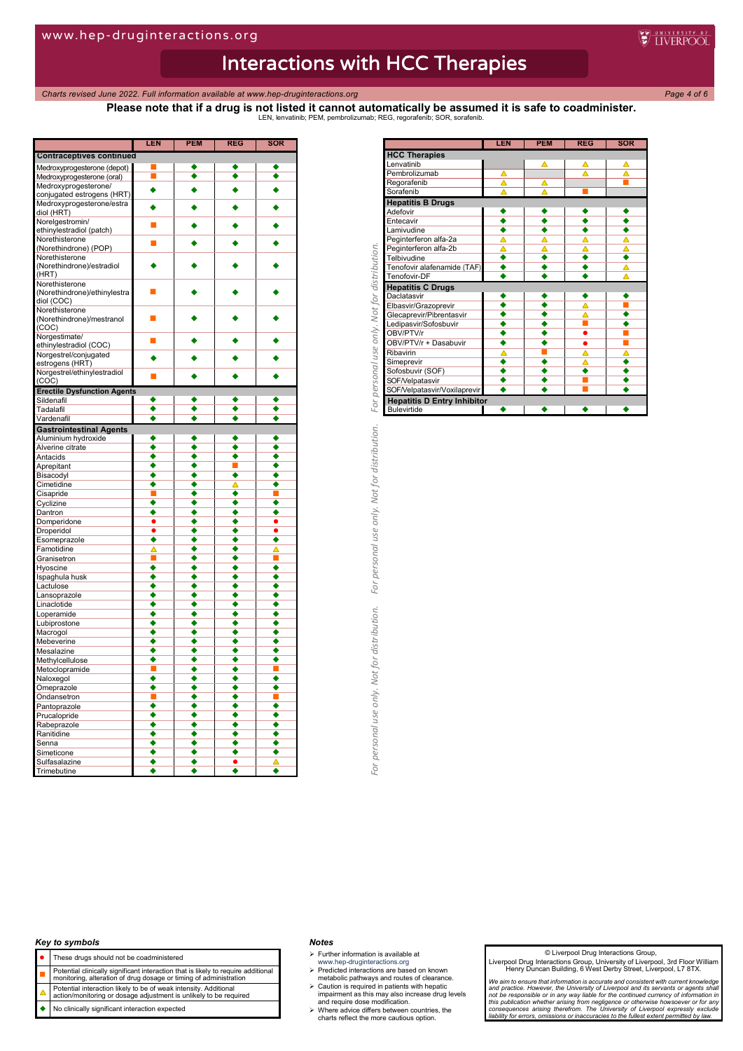# Interactions with HCC Therapies

*Charts revised June 2022. Full information available at www.hep-druginteractions.org*

**Please note that if a drug is not listed it cannot automatically be assumed it is safe to coadminister.**

LEN, lenvatinib; PEM, pembrolizumab; REG, regorafenib; SOR, sorafenib.

| | LEN | PEM | REG | SOR |
|---|---|---|---|---|
| **Contraceptives continued** | | | | |
| Medroxyprogesterone (depot) | ■ | ◆ | ◆ | ◆ |
| Medroxyprogesterone (oral) | ■ | ◆ | ◆ | ◆ |
| Medroxyprogesterone/ conjugated estrogens (HRT) | ◆ | ◆ | ◆ | ◆ |
| Medroxyprogesterone/estradiol (HRT) | ◆ | ◆ | ◆ | ◆ |
| Norelgestromin/ ethinylestradiol (patch) | ■ | ◆ | ◆ | ◆ |
| Norethisterone (Norethindrone) (POP) | ■ | ◆ | ◆ | ◆ |
| Norethisterone (Norethindrone)/estradiol (HRT) | ◆ | ◆ | ◆ | ◆ |
| Norethisterone (Norethindrone)/ethinylestradiol (COC) | ■ | ◆ | ◆ | ◆ |
| Norethisterone (Norethindrone)/mestranol (COC) | ■ | ◆ | ◆ | ◆ |
| Norgestimate/ ethinylestradiol (COC) | ■ | ◆ | ◆ | ◆ |
| Norgestrel/conjugated estrogens (HRT) | ◆ | ◆ | ◆ | ◆ |
| Norgestrel/ethinylestradiol (COC) | ■ | ◆ | ◆ | ◆ |
| **Erectile Dysfunction Agents** | | | | |
| Sildenafil | ◆ | ◆ | ◆ | ◆ |
| Tadalafil | ◆ | ◆ | ◆ | ◆ |
| Vardenafil | ◆ | ◆ | ◆ | ◆ |
| **Gastrointestinal Agents** | | | | |
| Aluminium hydroxide | ◆ | ◆ | ◆ | ◆ |
| Alverine citrate | ◆ | ◆ | ◆ | ◆ |
| Antacids | ◆ | ◆ | ◆ | ◆ |
| Aprepitant | ◆ | ◆ | ■ | ◆ |
| Bisacodyl | ◆ | ◆ | ◆ | ◆ |
| Cimetidine | ◆ | ◆ | △ | ◆ |
| Cisapride | ■ | ◆ | ◆ | ■ |
| Cyclizine | ◆ | ◆ | ◆ | ◆ |
| Dantron | ◆ | ◆ | ◆ | ◆ |
| Domperidone | ● | ◆ | ◆ | ● |
| Droperidol | ● | ◆ | ◆ | ● |
| Esomeprazole | ◆ | ◆ | ◆ | ◆ |
| Famotidine | △ | ◆ | ◆ | △ |
| Granisetron | ■ | ◆ | ◆ | ■ |
| Hyoscine | ◆ | ◆ | ◆ | ◆ |
| Ispaghula husk | ◆ | ◆ | ◆ | ◆ |
| Lactulose | ◆ | ◆ | ◆ | ◆ |
| Lansoprazole | ◆ | ◆ | ◆ | ◆ |
| Linaclotide | ◆ | ◆ | ◆ | ◆ |
| Loperamide | ◆ | ◆ | ◆ | ◆ |
| Lubiprostone | ◆ | ◆ | ◆ | ◆ |
| Macrogol | ◆ | ◆ | ◆ | ◆ |
| Mebeverine | ◆ | ◆ | ◆ | ◆ |
| Mesalazine | ◆ | ◆ | ◆ | ◆ |
| Methylcellulose | ◆ | ◆ | ◆ | ◆ |
| Metoclopramide | ■ | ◆ | ◆ | ■ |
| Naloxegol | ◆ | ◆ | ◆ | ◆ |
| Omeprazole | ◆ | ◆ | ◆ | ◆ |
| Ondansetron | ■ | ◆ | ◆ | ■ |
| Pantoprazole | ◆ | ◆ | ◆ | ◆ |
| Prucalopride | ◆ | ◆ | ◆ | ◆ |
| Rabeprazole | ◆ | ◆ | ◆ | ◆ |
| Ranitidine | ◆ | ◆ | ◆ | ◆ |
| Senna | ◆ | ◆ | ◆ | ◆ |
| Simeticone | ◆ | ◆ | ◆ | ◆ |
| Sulfasalazine | ◆ | ◆ | ● | △ |
| Trimebutine | ◆ | ◆ | ◆ | ◆ |

| | LEN | PEM | REG | SOR |
|---|---|---|---|---|
| **HCC Therapies** | | | | |
| Lenvatinib | | △ | △ | △ |
| Pembrolizumab | △ | | △ | △ |
| Regorafenib | △ | △ | | ■ |
| Sorafenib | △ | △ | ■ | |
| **Hepatitis B Drugs** | | | | |
| Adefovir | ◆ | ◆ | ◆ | ◆ |
| Entecavir | ◆ | ◆ | ◆ | ◆ |
| Lamivudine | ◆ | ◆ | ◆ | ◆ |
| Peginterferon alfa-2a | △ | △ | △ | △ |
| Peginterferon alfa-2b | △ | △ | △ | △ |
| Telbivudine | ◆ | ◆ | ◆ | ◆ |
| Tenofovir alafenamide (TAF) | ◆ | ◆ | ◆ | △ |
| Tenofovir-DF | ◆ | ◆ | ◆ | △ |
| **Hepatitis C Drugs** | | | | |
| Daclatasvir | ◆ | ◆ | ◆ | ◆ |
| Elbasvir/Grazoprevir | ◆ | ◆ | △ | ■ |
| Glecaprevir/Pibrentasvir | ◆ | ◆ | △ | ◆ |
| Ledipasvir/Sofosbuvir | ◆ | ◆ | ■ | ◆ |
| OBV/PTV/r | ◆ | ◆ | ● | ■ |
| OBV/PTV/r + Dasabuvir | ◆ | ◆ | ● | ■ |
| Ribavirin | △ | ■ | △ | △ |
| Simeprevir | ◆ | ◆ | △ | ◆ |
| Sofosbuvir (SOF) | ◆ | ◆ | ◆ | ◆ |
| SOF/Velpatasvir | ◆ | ◆ | ■ | ◆ |
| SOF/Velpatasvir/Voxilaprevir | ◆ | ◆ | ■ | ◆ |
| **Hepatitis D Entry Inhibitor** | | | | |
| Bulevirtide | ◆ | ◆ | ◆ | ◆ |

*For personal use only. Not for distribution.*

### *Key to symbols*

| | |
|---|---|
| ● | These drugs should not be coadministered |
| ■ | Potential clinically significant interaction that is likely to require additional monitoring, alteration of drug dosage or timing of administration |
| △ | Potential interaction likely to be of weak intensity. Additional action/monitoring or dosage adjustment is unlikely to be required |
| ◆ | No clinically significant interaction expected |

### *Notes*

- Further information is available at www.hep-druginteractions.org
- Predicted interactions are based on known metabolic pathways and routes of clearance.
- Caution is required in patients with hepatic impairment as this may also increase drug levels and require dose modification.
- Where advice differs between countries, the charts reflect the more cautious option.

© Liverpool Drug Interactions Group,
Liverpool Drug Interactions Group, University of Liverpool, 3rd Floor William Henry Duncan Building, 6 West Derby Street, Liverpool, L7 8TX.

*We aim to ensure that information is accurate and consistent with current knowledge and practice. However, the University of Liverpool and its servants or agents shall not be responsible or in any way liable for the continued currency of information in this publication whether arising from negligence or otherwise howsoever or for any consequences arising therefrom. The University of Liverpool expressly exclude liability for errors, omissions or inaccuracies to the fullest extent permitted by law.*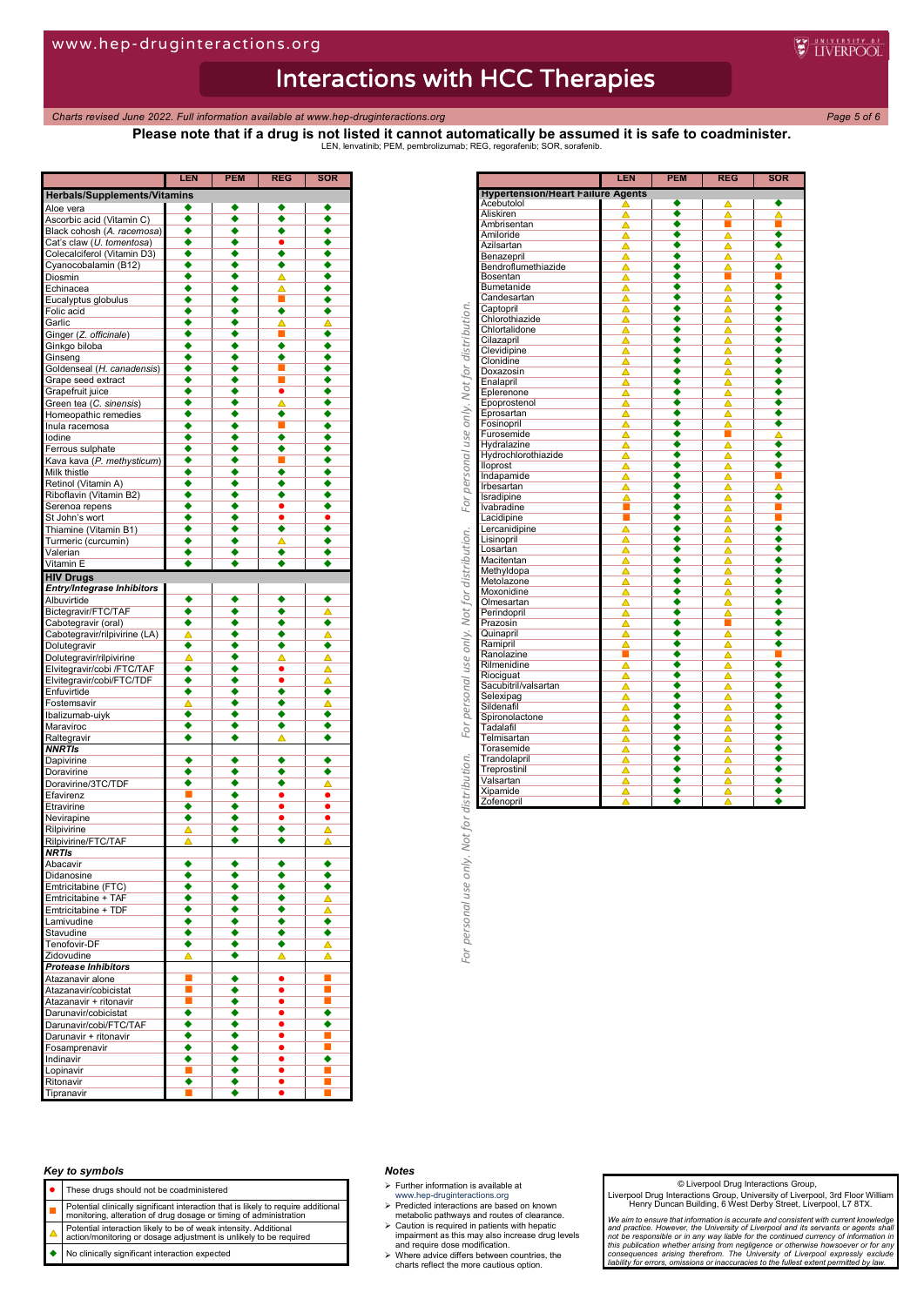# Interactions with HCC Therapies

*Charts revised June 2022. Full information available at www.hep-druginteractions.org*

**Please note that if a drug is not listed it cannot automatically be assumed it is safe to coadminister.**

LEN, lenvatinib; PEM, pembrolizumab; REG, regorafenib; SOR, sorafenib.

| | LEN | PEM | REG | SOR |
|---|---|---|---|---|
| **Herbals/Supplements/Vitamins** | | | | |
| Aloe vera | ◆ | ◆ | ◆ | ◆ |
| Ascorbic acid (Vitamin C) | ◆ | ◆ | ◆ | ◆ |
| Black cohosh (*A. racemosa*) | ◆ | ◆ | ◆ | ◆ |
| Cat's claw (*U. tomentosa*) | ◆ | ◆ | ● | ◆ |
| Colecalciferol (Vitamin D3) | ◆ | ◆ | ◆ | ◆ |
| Cyanocobalamin (B12) | ◆ | ◆ | ◆ | ◆ |
| Diosmin | ◆ | ◆ | △ | ◆ |
| Echinacea | ◆ | ◆ | △ | ◆ |
| Eucalyptus globulus | ◆ | ◆ | ■ | ◆ |
| Folic acid | ◆ | ◆ | ◆ | ◆ |
| Garlic | ◆ | ◆ | △ | △ |
| Ginger (*Z. officinale*) | ◆ | ◆ | ■ | ◆ |
| Ginkgo biloba | ◆ | ◆ | ◆ | ◆ |
| Ginseng | ◆ | ◆ | ◆ | ◆ |
| Goldenseal (*H. canadensis*) | ◆ | ◆ | ■ | ◆ |
| Grape seed extract | ◆ | ◆ | ■ | ◆ |
| Grapefruit juice | ◆ | ◆ | ● | ◆ |
| Green tea (*C. sinensis*) | ◆ | ◆ | △ | ◆ |
| Homeopathic remedies | ◆ | ◆ | ◆ | ◆ |
| Inula racemosa | ◆ | ◆ | ■ | ◆ |
| Iodine | ◆ | ◆ | ◆ | ◆ |
| Ferrous sulphate | ◆ | ◆ | ◆ | ◆ |
| Kava kava (*P. methysticum*) | ◆ | ◆ | ■ | ◆ |
| Milk thistle | ◆ | ◆ | ◆ | ◆ |
| Retinol (Vitamin A) | ◆ | ◆ | ◆ | ◆ |
| Riboflavin (Vitamin B2) | ◆ | ◆ | ◆ | ◆ |
| Serenoa repens | ◆ | ◆ | ● | ◆ |
| St John's wort | ◆ | ◆ | ● | ● |
| Thiamine (Vitamin B1) | ◆ | ◆ | ◆ | ◆ |
| Turmeric (curcumin) | ◆ | ◆ | △ | ◆ |
| Valerian | ◆ | ◆ | ◆ | ◆ |
| Vitamin E | ◆ | ◆ | ◆ | ◆ |
| **HIV Drugs** | | | | |
| ***Entry/Integrase Inhibitors*** | | | | |
| Albuvirtide | ◆ | ◆ | ◆ | ◆ |
| Bictegravir/FTC/TAF | ◆ | ◆ | ◆ | △ |
| Cabotegravir (oral) | ◆ | ◆ | ◆ | ◆ |
| Cabotegravir/rilpivirine (LA) | △ | ◆ | ◆ | △ |
| Dolutegravir | ◆ | ◆ | ◆ | ◆ |
| Dolutegravir/rilpivirine | △ | ◆ | △ | △ |
| Elvitegravir/cobi /FTC/TAF | ◆ | ◆ | ● | △ |
| Elvitegravir/cobi/FTC/TDF | ◆ | ◆ | ● | △ |
| Enfuvirtide | ◆ | ◆ | ◆ | ◆ |
| Fostemsavir | △ | ◆ | ◆ | △ |
| Ibalizumab-uiyk | ◆ | ◆ | ◆ | ◆ |
| Maraviroc | ◆ | ◆ | ◆ | ◆ |
| Raltegravir | ◆ | ◆ | △ | ◆ |
| ***NNRTIs*** | | | | |
| Dapivirine | ◆ | ◆ | ◆ | ◆ |
| Doravirine | ◆ | ◆ | ◆ | ◆ |
| Doravirine/3TC/TDF | ◆ | ◆ | ◆ | △ |
| Efavirenz | ■ | ◆ | ● | ● |
| Etravirine | ◆ | ◆ | ● | ● |
| Nevirapine | ◆ | ◆ | ● | ● |
| Rilpivirine | △ | ◆ | ◆ | △ |
| Rilpivirine/FTC/TAF | △ | ◆ | ◆ | △ |
| ***NRTIs*** | | | | |
| Abacavir | ◆ | ◆ | ◆ | ◆ |
| Didanosine | ◆ | ◆ | ◆ | ◆ |
| Emtricitabine (FTC) | ◆ | ◆ | ◆ | ◆ |
| Emtricitabine + TAF | ◆ | ◆ | ◆ | △ |
| Emtricitabine + TDF | ◆ | ◆ | ◆ | △ |
| Lamivudine | ◆ | ◆ | ◆ | ◆ |
| Stavudine | ◆ | ◆ | ◆ | ◆ |
| Tenofovir-DF | ◆ | ◆ | ◆ | △ |
| Zidovudine | △ | ◆ | △ | △ |
| ***Protease Inhibitors*** | | | | |
| Atazanavir alone | ■ | ◆ | ● | ■ |
| Atazanavir/cobicistat | ■ | ◆ | ● | ■ |
| Atazanavir + ritonavir | ■ | ◆ | ● | ■ |
| Darunavir/cobicistat | ◆ | ◆ | ● | ◆ |
| Darunavir/cobi/FTC/TAF | ◆ | ◆ | ● | ◆ |
| Darunavir + ritonavir | ◆ | ◆ | ● | ■ |
| Fosamprenavir | ◆ | ◆ | ● | ■ |
| Indinavir | ◆ | ◆ | ● | ◆ |
| Lopinavir | ■ | ◆ | ● | ■ |
| Ritonavir | ◆ | ◆ | ● | ■ |
| Tipranavir | ■ | ◆ | ● | ■ |

| | LEN | PEM | REG | SOR |
|---|---|---|---|---|
| **Hypertension/Heart Failure Agents** | | | | |
| Acebutolol | △ | ◆ | △ | ◆ |
| Aliskiren | △ | ◆ | △ | △ |
| Ambrisentan | △ | ◆ | ■ | ■ |
| Amiloride | △ | ◆ | △ | ◆ |
| Azilsartan | △ | ◆ | △ | ◆ |
| Benazepril | △ | ◆ | △ | △ |
| Bendroflumethiazide | △ | ◆ | △ | ◆ |
| Bosentan | △ | ◆ | ■ | ■ |
| Bumetanide | △ | ◆ | △ | ◆ |
| Candesartan | △ | ◆ | △ | ◆ |
| Captopril | △ | ◆ | △ | ◆ |
| Chlorothiazide | △ | ◆ | △ | ◆ |
| Chlortalidone | △ | ◆ | △ | ◆ |
| Cilazapril | △ | ◆ | △ | ◆ |
| Clevidipine | △ | ◆ | △ | ◆ |
| Clonidine | △ | ◆ | △ | ◆ |
| Doxazosin | △ | ◆ | △ | ◆ |
| Enalapril | △ | ◆ | △ | ◆ |
| Eplerenone | △ | ◆ | △ | ◆ |
| Epoprostenol | △ | ◆ | △ | ◆ |
| Eprosartan | △ | ◆ | △ | ◆ |
| Fosinopril | △ | ◆ | △ | ◆ |
| Furosemide | △ | ◆ | ■ | △ |
| Hydralazine | △ | ◆ | △ | ◆ |
| Hydrochlorothiazide | △ | ◆ | △ | ◆ |
| Iloprost | △ | ◆ | △ | ◆ |
| Indapamide | △ | ◆ | △ | ■ |
| Irbesartan | △ | ◆ | △ | △ |
| Isradipine | △ | ◆ | △ | ◆ |
| Ivabradine | ■ | ◆ | △ | ■ |
| Lacidipine | ■ | ◆ | △ | ■ |
| Lercanidipine | △ | ◆ | △ | ◆ |
| Lisinopril | △ | ◆ | △ | ◆ |
| Losartan | △ | ◆ | △ | ◆ |
| Macitentan | △ | ◆ | △ | ◆ |
| Methyldopa | △ | ◆ | △ | ◆ |
| Metolazone | △ | ◆ | △ | ◆ |
| Moxonidine | △ | ◆ | △ | ◆ |
| Olmesartan | △ | ◆ | △ | ◆ |
| Perindopril | △ | ◆ | △ | ◆ |
| Prazosin | △ | ◆ | ■ | ◆ |
| Quinapril | △ | ◆ | △ | ◆ |
| Ramipril | △ | ◆ | △ | ◆ |
| Ranolazine | ■ | ◆ | △ | ■ |
| Rilmenidine | △ | ◆ | △ | ◆ |
| Riociguat | △ | ◆ | △ | ◆ |
| Sacubitril/valsartan | △ | ◆ | △ | ◆ |
| Selexipag | △ | ◆ | △ | ◆ |
| Sildenafil | △ | ◆ | △ | ◆ |
| Spironolactone | △ | ◆ | △ | ◆ |
| Tadalafil | △ | ◆ | △ | ◆ |
| Telmisartan | △ | ◆ | △ | ◆ |
| Torasemide | △ | ◆ | △ | ◆ |
| Trandolapril | △ | ◆ | △ | ◆ |
| Treprostinil | △ | ◆ | △ | ◆ |
| Valsartan | △ | ◆ | △ | ◆ |
| Xipamide | △ | ◆ | △ | ◆ |
| Zofenopril | △ | ◆ | △ | ◆ |

### Key to symbols

| | |
|---|---|
| ● | These drugs should not be coadministered |
| ■ | Potential clinically significant interaction that is likely to require additional monitoring, alteration of drug dosage or timing of administration |
| △ | Potential interaction likely to be of weak intensity. Additional action/monitoring or dosage adjustment is unlikely to be required |
| ◆ | No clinically significant interaction expected |

### Notes

- Further information is available at www.hep-druginteractions.org
- Predicted interactions are based on known metabolic pathways and routes of clearance.
- Caution is required in patients with hepatic impairment as this may also increase drug levels and require dose modification.
- Where advice differs between countries, the charts reflect the more cautious option.

© Liverpool Drug Interactions Group,
Liverpool Drug Interactions Group, University of Liverpool, 3rd Floor William Henry Duncan Building, 6 West Derby Street, Liverpool, L7 8TX.

*We aim to ensure that information is accurate and consistent with current knowledge and practice. However, the University of Liverpool and its servants or agents shall not be responsible or in any way liable for the continued currency of information in this publication whether arising from negligence or otherwise howsoever or for any consequences arising therefrom. The University of Liverpool expressly exclude liability for errors, omissions or inaccuracies to the fullest extent permitted by law.*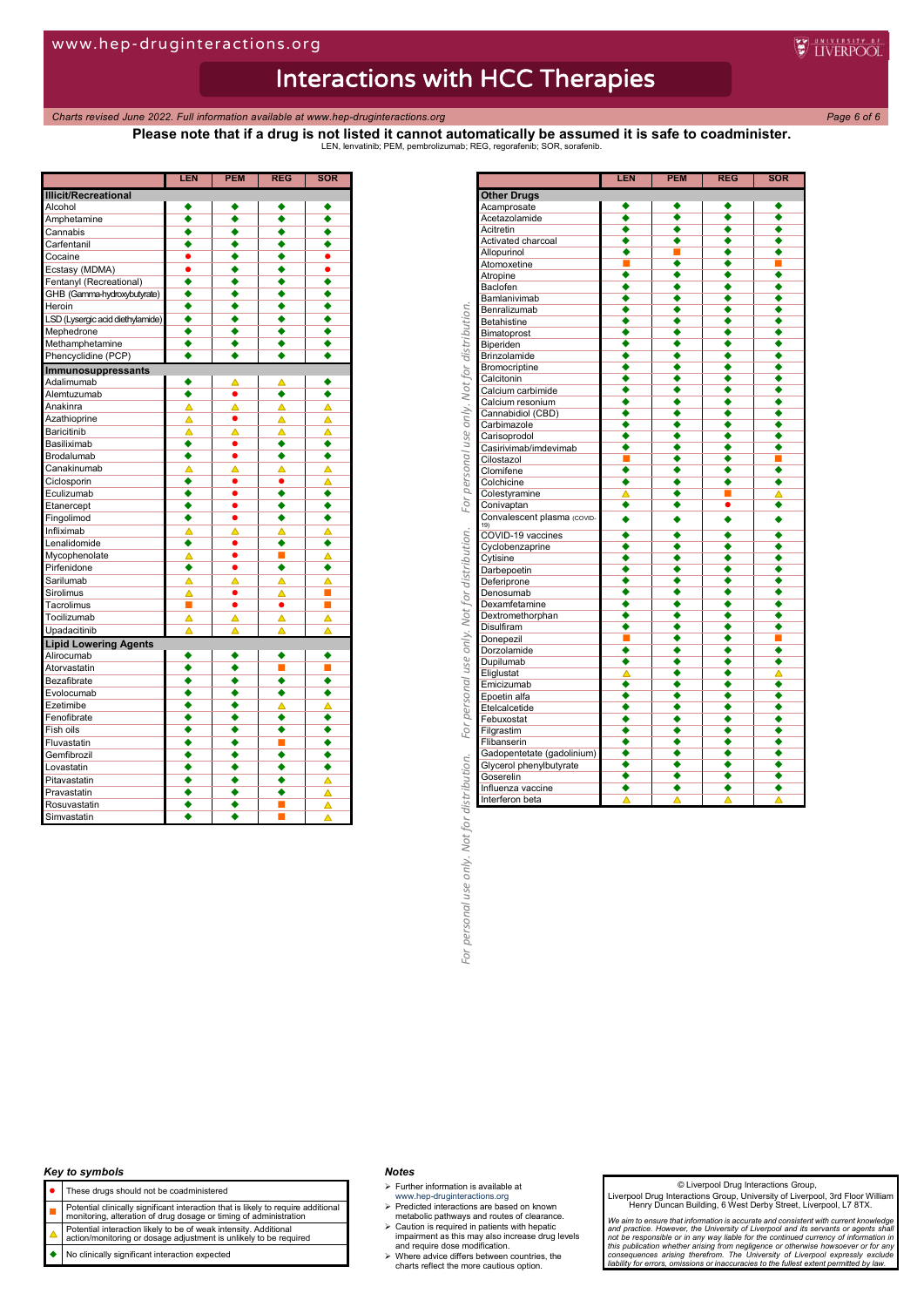**Please note that if a drug is not listed it cannot automatically be assumed it is safe to coadminister.**

LEN, lenvatinib; PEM, pembrolizumab; REG, regorafenib; SOR, sorafenib.

| | LEN | PEM | REG | SOR |
|---|---|---|---|---|
| **Illicit/Recreational** | | | | |
| Alcohol | ◆ | ◆ | ◆ | ◆ |
| Amphetamine | ◆ | ◆ | ◆ | ◆ |
| Cannabis | ◆ | ◆ | ◆ | ◆ |
| Carfentanil | ◆ | ◆ | ◆ | ◆ |
| Cocaine | ● | ◆ | ◆ | ● |
| Ecstasy (MDMA) | ● | ◆ | ◆ | ● |
| Fentanyl (Recreational) | ◆ | ◆ | ◆ | ◆ |
| GHB (Gamma-hydroxybutyrate) | ◆ | ◆ | ◆ | ◆ |
| Heroin | ◆ | ◆ | ◆ | ◆ |
| LSD (Lysergic acid diethylamide) | ◆ | ◆ | ◆ | ◆ |
| Mephedrone | ◆ | ◆ | ◆ | ◆ |
| Methamphetamine | ◆ | ◆ | ◆ | ◆ |
| Phencyclidine (PCP) | ◆ | ◆ | ◆ | ◆ |
| **Immunosuppressants** | | | | |
| Adalimumab | ◆ | △ | △ | ◆ |
| Alemtuzumab | ◆ | ● | ◆ | ◆ |
| Anakinra | △ | △ | △ | △ |
| Azathioprine | △ | ● | △ | △ |
| Baricitinib | △ | △ | △ | △ |
| Basiliximab | ◆ | ● | ◆ | ◆ |
| Brodalumab | ◆ | ● | ◆ | ◆ |
| Canakinumab | △ | △ | △ | △ |
| Ciclosporin | ◆ | ● | ● | △ |
| Eculizumab | ◆ | ● | ◆ | ◆ |
| Etanercept | ◆ | ● | ◆ | ◆ |
| Fingolimod | ◆ | ● | ◆ | ◆ |
| Infliximab | △ | △ | △ | △ |
| Lenalidomide | ◆ | ● | ◆ | ◆ |
| Mycophenolate | △ | ● | ■ | △ |
| Pirfenidone | ◆ | ● | ◆ | ◆ |
| Sarilumab | △ | △ | △ | △ |
| Sirolimus | △ | ● | △ | ■ |
| Tacrolimus | ■ | ● | ● | ■ |
| Tocilizumab | △ | △ | △ | △ |
| Upadacitinib | △ | △ | △ | △ |
| **Lipid Lowering Agents** | | | | |
| Alirocumab | ◆ | ◆ | ◆ | ◆ |
| Atorvastatin | ◆ | ◆ | ■ | ■ |
| Bezafibrate | ◆ | ◆ | ◆ | ◆ |
| Evolocumab | ◆ | ◆ | ◆ | ◆ |
| Ezetimibe | ◆ | ◆ | △ | △ |
| Fenofibrate | ◆ | ◆ | ◆ | ◆ |
| Fish oils | ◆ | ◆ | ◆ | ◆ |
| Fluvastatin | ◆ | ◆ | ■ | ◆ |
| Gemfibrozil | ◆ | ◆ | ◆ | ◆ |
| Lovastatin | ◆ | ◆ | ◆ | ◆ |
| Pitavastatin | ◆ | ◆ | ◆ | △ |
| Pravastatin | ◆ | ◆ | ◆ | △ |
| Rosuvastatin | ◆ | ◆ | ■ | △ |
| Simvastatin | ◆ | ◆ | ■ | △ |

| | LEN | PEM | REG | SOR |
|---|---|---|---|---|
| **Other Drugs** | | | | |
| Acamprosate | ◆ | ◆ | ◆ | ◆ |
| Acetazolamide | ◆ | ◆ | ◆ | ◆ |
| Acitretin | ◆ | ◆ | ◆ | ◆ |
| Activated charcoal | ◆ | ◆ | ◆ | ◆ |
| Allopurinol | ◆ | ■ | ◆ | ◆ |
| Atomoxetine | ■ | ◆ | ◆ | ■ |
| Atropine | ◆ | ◆ | ◆ | ◆ |
| Baclofen | ◆ | ◆ | ◆ | ◆ |
| Bamlanivimab | ◆ | ◆ | ◆ | ◆ |
| Benralizumab | ◆ | ◆ | ◆ | ◆ |
| Betahistine | ◆ | ◆ | ◆ | ◆ |
| Bimatoprost | ◆ | ◆ | ◆ | ◆ |
| Biperiden | ◆ | ◆ | ◆ | ◆ |
| Brinzolamide | ◆ | ◆ | ◆ | ◆ |
| Bromocriptine | ◆ | ◆ | ◆ | ◆ |
| Calcitonin | ◆ | ◆ | ◆ | ◆ |
| Calcium carbimide | ◆ | ◆ | ◆ | ◆ |
| Calcium resonium | ◆ | ◆ | ◆ | ◆ |
| Cannabidiol (CBD) | ◆ | ◆ | ◆ | ◆ |
| Carbimazole | ◆ | ◆ | ◆ | ◆ |
| Carisoprodol | ◆ | ◆ | ◆ | ◆ |
| Casirivimab/imdevimab | ◆ | ◆ | ◆ | ◆ |
| Cilostazol | ■ | ◆ | ◆ | ■ |
| Clomifene | ◆ | ◆ | ◆ | ◆ |
| Colchicine | ◆ | ◆ | ◆ | ◆ |
| Colestyramine | △ | ◆ | ◆ | △ |
| Conivaptan | ◆ | ◆ | ● | ◆ |
| Convalescent plasma (COVID-19) | ◆ | ◆ | ◆ | ◆ |
| COVID-19 vaccines | ◆ | ◆ | ◆ | ◆ |
| Cyclobenzaprine | ◆ | ◆ | ◆ | ◆ |
| Cytisine | ◆ | ◆ | ◆ | ◆ |
| Darbepoetin | ◆ | ◆ | ◆ | ◆ |
| Deferiprone | ◆ | ◆ | ◆ | ◆ |
| Denosumab | ◆ | ◆ | ◆ | ◆ |
| Dexamfetamine | ◆ | ◆ | ◆ | ◆ |
| Dextromethorphan | ◆ | ◆ | ◆ | ◆ |
| Disulfiram | ◆ | ◆ | ◆ | ◆ |
| Donepezil | ■ | ◆ | ◆ | ■ |
| Dorzolamide | ◆ | ◆ | ◆ | ◆ |
| Dupilumab | ◆ | ◆ | ◆ | ◆ |
| Eliglustat | △ | ◆ | ◆ | △ |
| Emicizumab | ◆ | ◆ | ◆ | ◆ |
| Epoetin alfa | ◆ | ◆ | ◆ | ◆ |
| Etelcalcetide | ◆ | ◆ | ◆ | ◆ |
| Febuxostat | ◆ | ◆ | ◆ | ◆ |
| Filgrastim | ◆ | ◆ | ◆ | ◆ |
| Flibanserin | ◆ | ◆ | ◆ | ◆ |
| Gadopentetate (gadolinium) | ◆ | ◆ | ◆ | ◆ |
| Glycerol phenylbutyrate | ◆ | ◆ | ◆ | ◆ |
| Goserelin | ◆ | ◆ | ◆ | ◆ |
| Influenza vaccine | ◆ | ◆ | ◆ | ◆ |
| Interferon beta | △ | △ | △ | △ |

### Key to symbols

| Symbol | Meaning |
|---|---|
| ● | These drugs should not be coadministered |
| ■ | Potential clinically significant interaction that is likely to require additional monitoring, alteration of drug dosage or timing of administration |
| △ | Potential interaction likely to be of weak intensity. Additional action/monitoring or dosage adjustment is unlikely to be required |
| ◆ | No clinically significant interaction expected |

### Notes

- Further information is available at www.hep-druginteractions.org
- Predicted interactions are based on known metabolic pathways and routes of clearance.
- Caution is required in patients with hepatic impairment as this may also increase drug levels and require dose modification.
- Where advice differs between countries, the charts reflect the more cautious option.

© Liverpool Drug Interactions Group,
Liverpool Drug Interactions Group, University of Liverpool, 3rd Floor William Henry Duncan Building, 6 West Derby Street, Liverpool, L7 8TX.

*We aim to ensure that information is accurate and consistent with current knowledge and practice. However, the University of Liverpool and its servants or agents shall not be responsible or in any way liable for the continued currency of information in this publication whether arising from negligence or otherwise howsoever or for any consequences arising therefrom. The University of Liverpool expressly exclude liability for errors, omissions or inaccuracies to the fullest extent permitted by law.*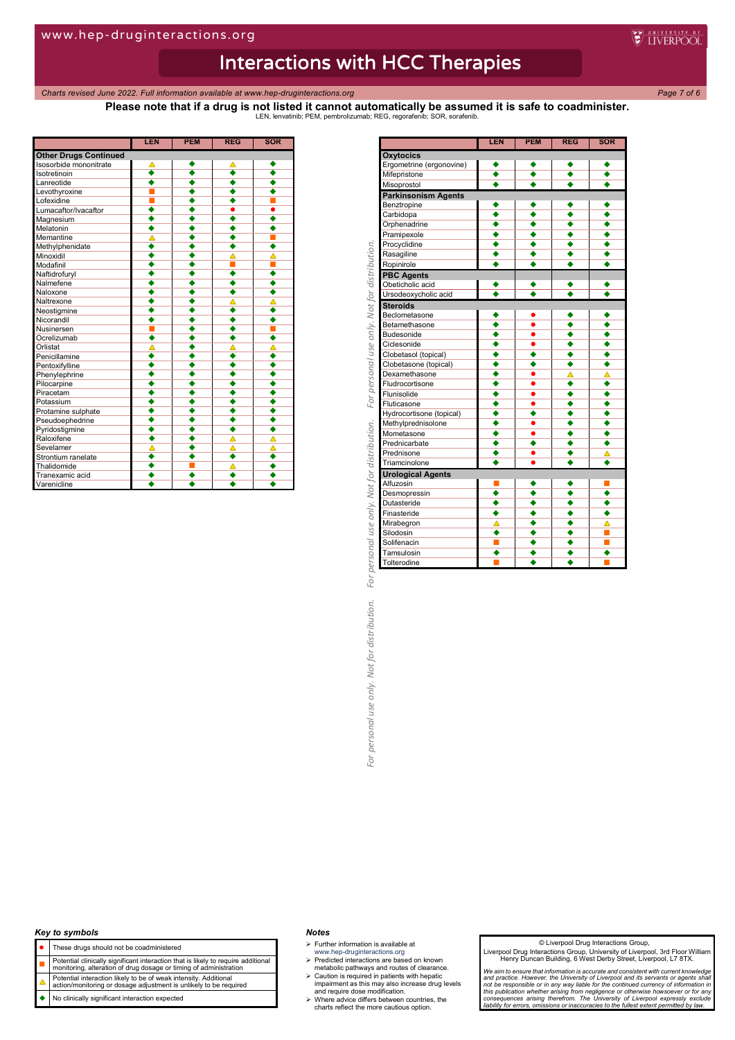Please note that if a drug is not listed it cannot automatically be assumed it is safe to coadminister.

LEN, lenvatinib; PEM, pembrolizumab; REG, regorafenib; SOR, sorafenib.

| | LEN | PEM | REG | SOR |
|---|---|---|---|---|
| **Other Drugs Continued** | | | | |
| Isosorbide mononitrate | △ | ◆ | △ | ◆ |
| Isotretinoin | ◆ | ◆ | ◆ | ◆ |
| Lanreotide | ◆ | ◆ | ◆ | ◆ |
| Levothyroxine | ■ | ◆ | ◆ | ◆ |
| Lofexidine | ■ | ◆ | ◆ | ■ |
| Lumacaftor/Ivacaftor | ◆ | ◆ | ● | ● |
| Magnesium | ◆ | ◆ | ◆ | ◆ |
| Melatonin | ◆ | ◆ | ◆ | ◆ |
| Memantine | △ | ◆ | ◆ | ■ |
| Methylphenidate | ◆ | ◆ | ◆ | ◆ |
| Minoxidil | ◆ | ◆ | △ | △ |
| Modafinil | ◆ | ◆ | ■ | ■ |
| Naftidrofuryl | ◆ | ◆ | ◆ | ◆ |
| Nalmefene | ◆ | ◆ | ◆ | ◆ |
| Naloxone | ◆ | ◆ | ◆ | ◆ |
| Naltrexone | ◆ | ◆ | △ | △ |
| Neostigmine | ◆ | ◆ | ◆ | ◆ |
| Nicorandil | ◆ | ◆ | ◆ | ◆ |
| Nusinersen | ■ | ◆ | ◆ | ■ |
| Ocrelizumab | ◆ | ◆ | ◆ | ◆ |
| Orlistat | △ | ◆ | △ | △ |
| Penicillamine | ◆ | ◆ | ◆ | ◆ |
| Pentoxifylline | ◆ | ◆ | ◆ | ◆ |
| Phenylephrine | ◆ | ◆ | ◆ | ◆ |
| Pilocarpine | ◆ | ◆ | ◆ | ◆ |
| Piracetam | ◆ | ◆ | ◆ | ◆ |
| Potassium | ◆ | ◆ | ◆ | ◆ |
| Protamine sulphate | ◆ | ◆ | ◆ | ◆ |
| Pseudoephedrine | ◆ | ◆ | ◆ | ◆ |
| Pyridostigmine | ◆ | ◆ | ◆ | ◆ |
| Raloxifene | ◆ | ◆ | △ | △ |
| Sevelamer | △ | ◆ | △ | △ |
| Strontium ranelate | ◆ | ◆ | ◆ | ◆ |
| Thalidomide | ◆ | ■ | △ | ◆ |
| Tranexamic acid | ◆ | ◆ | ◆ | ◆ |
| Varenicline | ◆ | ◆ | ◆ | ◆ |

| | LEN | PEM | REG | SOR |
|---|---|---|---|---|
| **Oxytocics** | | | | |
| Ergometrine (ergonovine) | ◆ | ◆ | ◆ | ◆ |
| Mifepristone | ◆ | ◆ | ◆ | ◆ |
| Misoprostol | ◆ | ◆ | ◆ | ◆ |
| **Parkinsonism Agents** | | | | |
| Benztropine | ◆ | ◆ | ◆ | ◆ |
| Carbidopa | ◆ | ◆ | ◆ | ◆ |
| Orphenadrine | ◆ | ◆ | ◆ | ◆ |
| Pramipexole | ◆ | ◆ | ◆ | ◆ |
| Procyclidine | ◆ | ◆ | ◆ | ◆ |
| Rasagiline | ◆ | ◆ | ◆ | ◆ |
| Ropinirole | ◆ | ◆ | ◆ | ◆ |
| **PBC Agents** | | | | |
| Obeticholic acid | ◆ | ◆ | ◆ | ◆ |
| Ursodeoxycholic acid | ◆ | ◆ | ◆ | ◆ |
| **Steroids** | | | | |
| Beclometasone | ◆ | ● | ◆ | ◆ |
| Betamethasone | ◆ | ● | ◆ | ◆ |
| Budesonide | ◆ | ● | ◆ | ◆ |
| Ciclesonide | ◆ | ● | ◆ | ◆ |
| Clobetasol (topical) | ◆ | ◆ | ◆ | ◆ |
| Clobetasone (topical) | ◆ | ◆ | ◆ | ◆ |
| Dexamethasone | ◆ | ● | △ | △ |
| Fludrocortisone | ◆ | ● | ◆ | ◆ |
| Flunisolide | ◆ | ● | ◆ | ◆ |
| Fluticasone | ◆ | ● | ◆ | ◆ |
| Hydrocortisone (topical) | ◆ | ◆ | ◆ | ◆ |
| Methylprednisolone | ◆ | ● | ◆ | ◆ |
| Mometasone | ◆ | ● | ◆ | ◆ |
| Prednicarbate | ◆ | ◆ | ◆ | ◆ |
| Prednisone | ◆ | ● | ◆ | △ |
| Triamcinolone | ◆ | ● | ◆ | ◆ |
| **Urological Agents** | | | | |
| Alfuzosin | ■ | ◆ | ◆ | ■ |
| Desmopressin | ◆ | ◆ | ◆ | ◆ |
| Dutasteride | ◆ | ◆ | ◆ | ◆ |
| Finasteride | ◆ | ◆ | ◆ | ◆ |
| Mirabegron | △ | ◆ | ◆ | △ |
| Silodosin | ◆ | ◆ | ◆ | ■ |
| Solifenacin | ■ | ◆ | ◆ | ■ |
| Tamsulosin | ◆ | ◆ | ◆ | ◆ |
| Tolterodine | ■ | ◆ | ◆ | ■ |

### Key to symbols

| | |
|---|---|
| ● | These drugs should not be coadministered |
| ■ | Potential clinically significant interaction that is likely to require additional monitoring, alteration of drug dosage or timing of administration |
| △ | Potential interaction likely to be of weak intensity. Additional action/monitoring or dosage adjustment is unlikely to be required |
| ◆ | No clinically significant interaction expected |

### Notes

- Further information is available at www.hep-druginteractions.org
- Predicted interactions are based on known metabolic pathways and routes of clearance.
- Caution is required in patients with hepatic impairment as this may also increase drug levels and require dose modification.
- Where advice differs between countries, the charts reflect the more cautious option.

© Liverpool Drug Interactions Group,
Liverpool Drug Interactions Group, University of Liverpool, 3rd Floor William Henry Duncan Building, 6 West Derby Street, Liverpool, L7 8TX.

*We aim to ensure that information is accurate and consistent with current knowledge and practice. However, the University of Liverpool and its servants or agents shall not be responsible or in any way liable for the continued currency of information in this publication whether arising from negligence or otherwise howsoever or for any consequences arising therefrom. The University of Liverpool expressly exclude liability for errors, omissions or inaccuracies to the fullest extent permitted by law.*